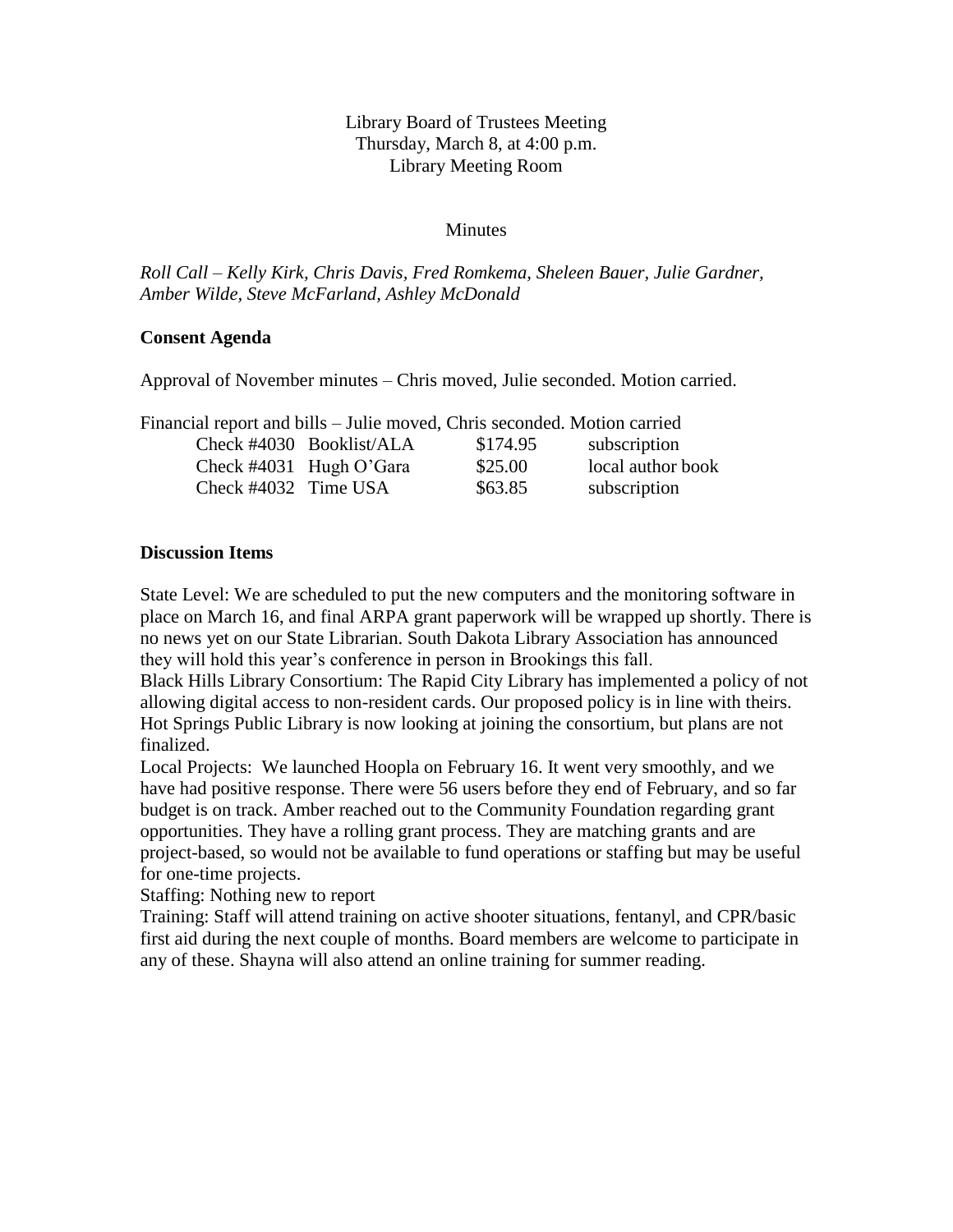Library Board of Trustees Meeting
Thursday, March 8, at 4:00 p.m.
Library Meeting Room

Minutes

*Roll Call – Kelly Kirk, Chris Davis, Fred Romkema, Sheleen Bauer, Julie Gardner, Amber Wilde, Steve McFarland, Ashley McDonald*

**Consent Agenda**

Approval of November minutes – Chris moved, Julie seconded. Motion carried.

Financial report and bills – Julie moved, Chris seconded. Motion carried

| | | | |
|---|---|---|---|
| Check #4030 | Booklist/ALA | $174.95 | subscription |
| Check #4031 | Hugh O'Gara | $25.00 | local author book |
| Check #4032 | Time USA | $63.85 | subscription |

**Discussion Items**

State Level: We are scheduled to put the new computers and the monitoring software in place on March 16, and final ARPA grant paperwork will be wrapped up shortly. There is no news yet on our State Librarian. South Dakota Library Association has announced they will hold this year's conference in person in Brookings this fall.

Black Hills Library Consortium: The Rapid City Library has implemented a policy of not allowing digital access to non-resident cards. Our proposed policy is in line with theirs. Hot Springs Public Library is now looking at joining the consortium, but plans are not finalized.

Local Projects: We launched Hoopla on February 16. It went very smoothly, and we have had positive response. There were 56 users before they end of February, and so far budget is on track. Amber reached out to the Community Foundation regarding grant opportunities. They have a rolling grant process. They are matching grants and are project-based, so would not be available to fund operations or staffing but may be useful for one-time projects.

Staffing: Nothing new to report

Training: Staff will attend training on active shooter situations, fentanyl, and CPR/basic first aid during the next couple of months. Board members are welcome to participate in any of these. Shayna will also attend an online training for summer reading.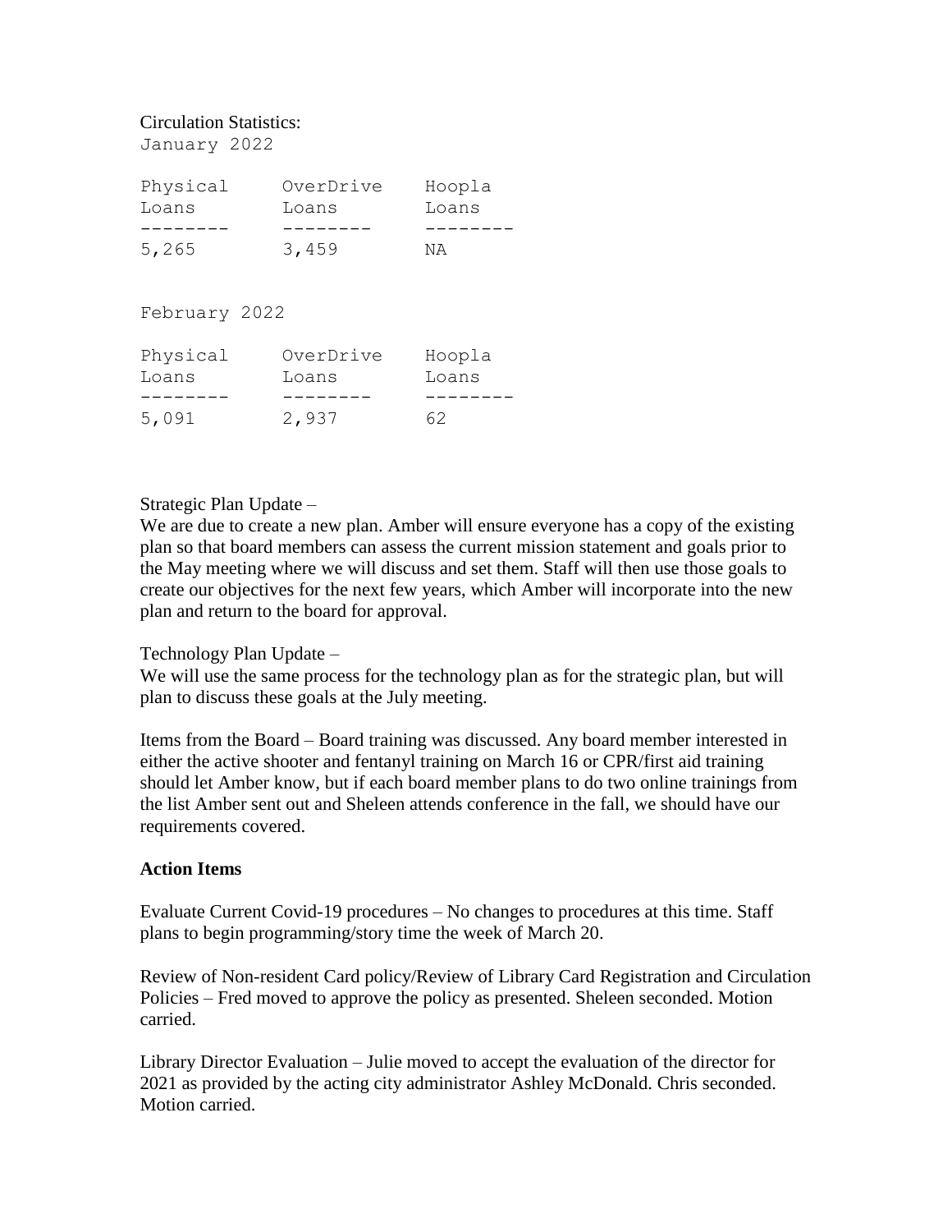Circulation Statistics:

January 2022

| Physical Loans | OverDrive Loans | Hoopla Loans |
| --- | --- | --- |
| 5,265 | 3,459 | NA |

February 2022

| Physical Loans | OverDrive Loans | Hoopla Loans |
| --- | --- | --- |
| 5,091 | 2,937 | 62 |

Strategic Plan Update –
We are due to create a new plan. Amber will ensure everyone has a copy of the existing plan so that board members can assess the current mission statement and goals prior to the May meeting where we will discuss and set them. Staff will then use those goals to create our objectives for the next few years, which Amber will incorporate into the new plan and return to the board for approval.

Technology Plan Update –
We will use the same process for the technology plan as for the strategic plan, but will plan to discuss these goals at the July meeting.

Items from the Board – Board training was discussed. Any board member interested in either the active shooter and fentanyl training on March 16 or CPR/first aid training should let Amber know, but if each board member plans to do two online trainings from the list Amber sent out and Sheleen attends conference in the fall, we should have our requirements covered.

**Action Items**

Evaluate Current Covid-19 procedures – No changes to procedures at this time. Staff plans to begin programming/story time the week of March 20.

Review of Non-resident Card policy/Review of Library Card Registration and Circulation Policies – Fred moved to approve the policy as presented. Sheleen seconded. Motion carried.

Library Director Evaluation – Julie moved to accept the evaluation of the director for 2021 as provided by the acting city administrator Ashley McDonald. Chris seconded. Motion carried.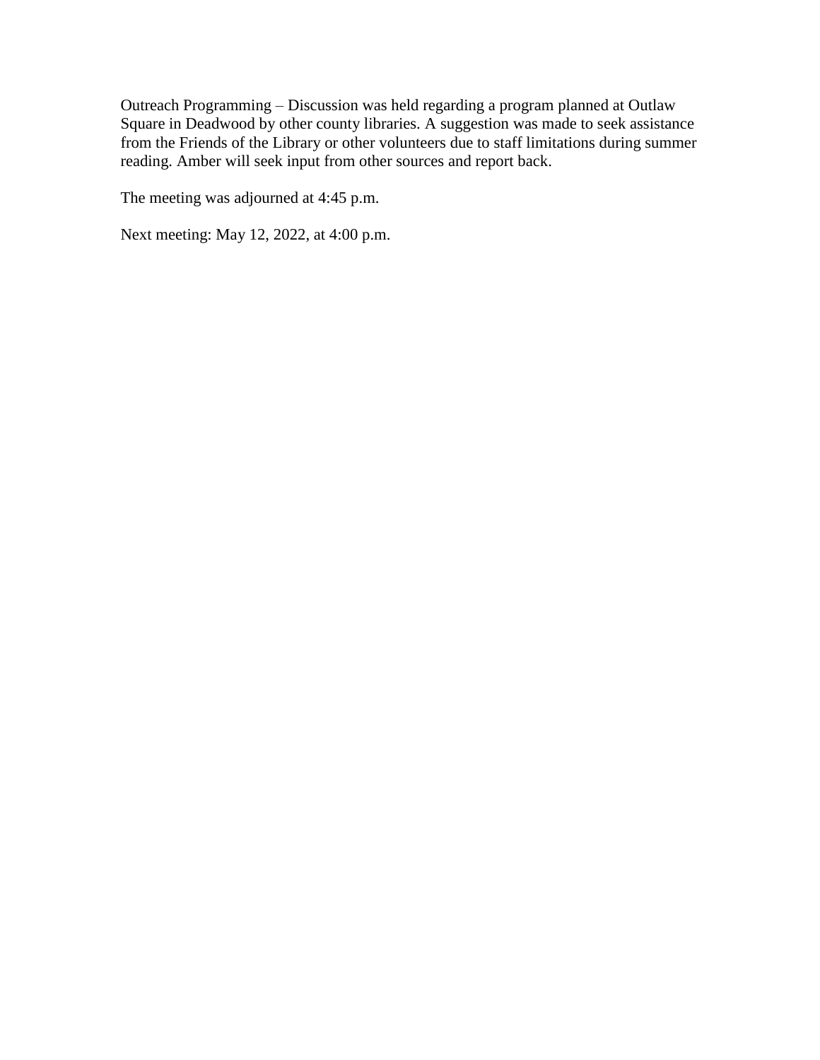Outreach Programming – Discussion was held regarding a program planned at Outlaw Square in Deadwood by other county libraries. A suggestion was made to seek assistance from the Friends of the Library or other volunteers due to staff limitations during summer reading. Amber will seek input from other sources and report back.

The meeting was adjourned at 4:45 p.m.

Next meeting: May 12, 2022, at 4:00 p.m.